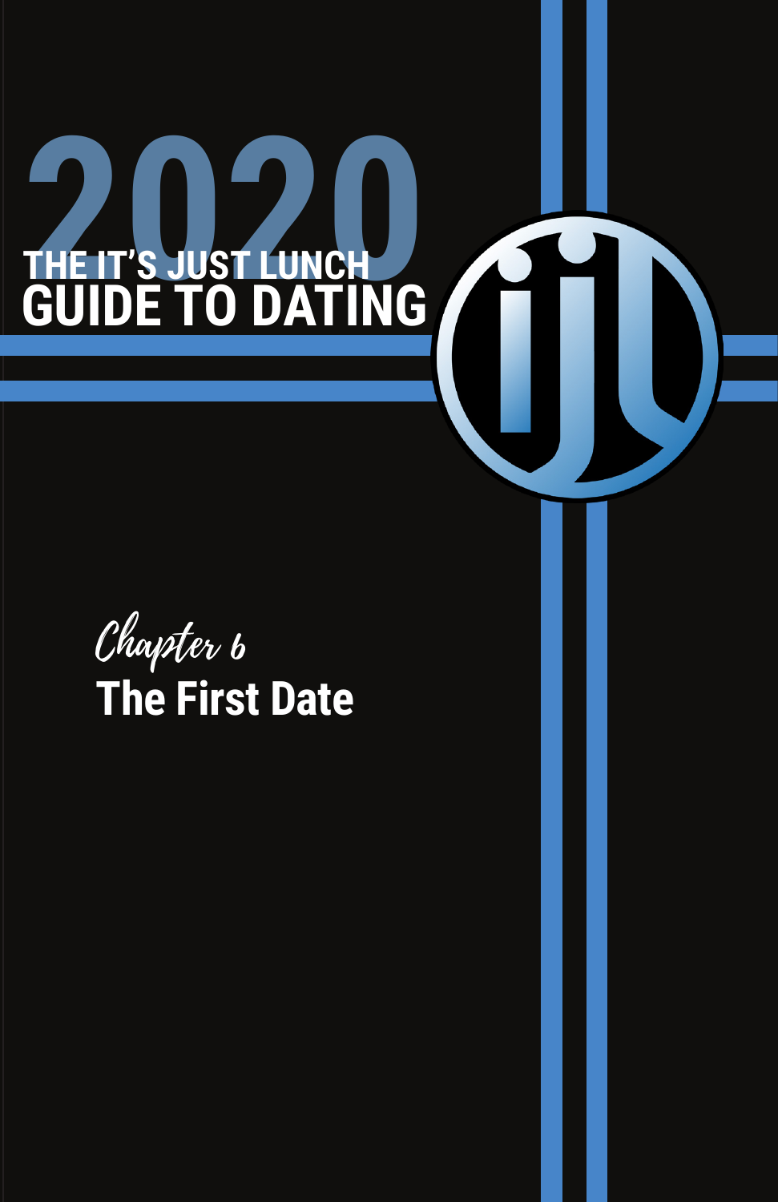# 2020 THE IT'S JUST LUNCH GUIDE TO DATING

ijl

*Chapter 6*

## The First Date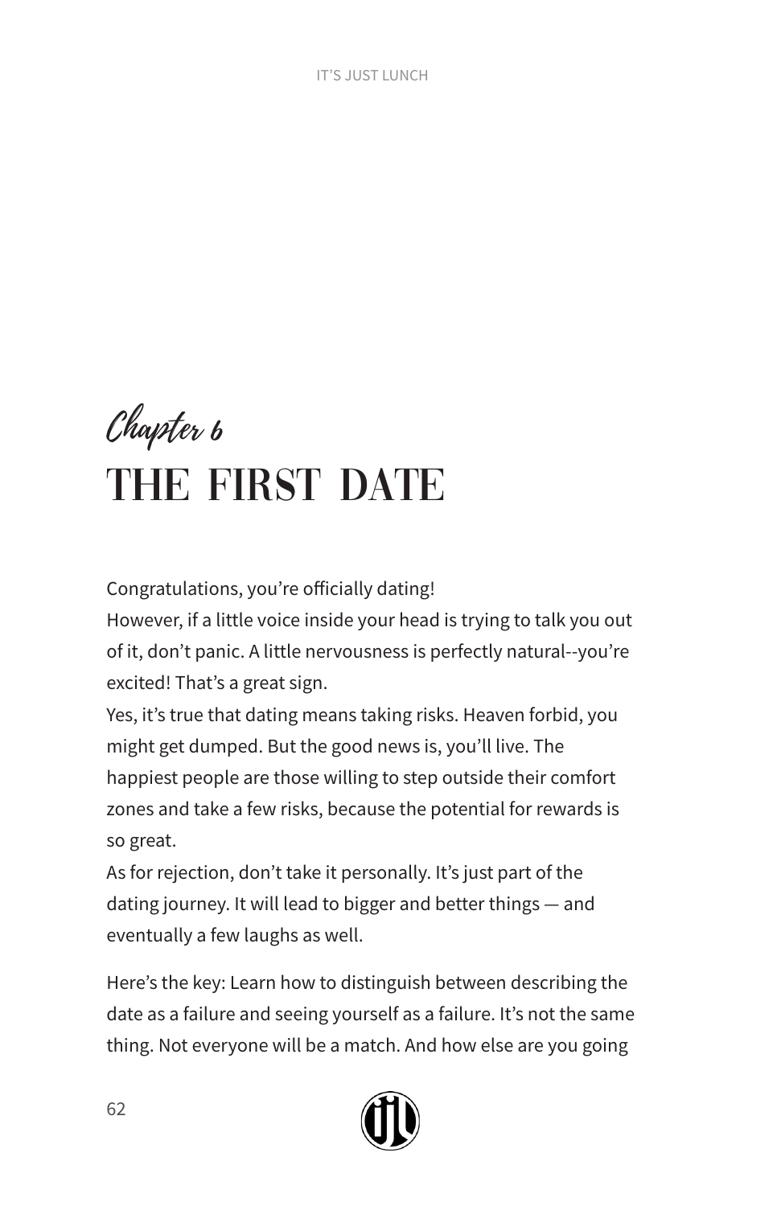*Chapter 6*

# THE FIRST DATE

Congratulations, you're officially dating!

However, if a little voice inside your head is trying to talk you out of it, don't panic. A little nervousness is perfectly natural--you're excited! That's a great sign.

Yes, it's true that dating means taking risks. Heaven forbid, you might get dumped. But the good news is, you'll live. The happiest people are those willing to step outside their comfort zones and take a few risks, because the potential for rewards is so great.

As for rejection, don't take it personally. It's just part of the dating journey. It will lead to bigger and better things — and eventually a few laughs as well.

Here's the key: Learn how to distinguish between describing the date as a failure and seeing yourself as a failure. It's not the same thing. Not everyone will be a match. And how else are you going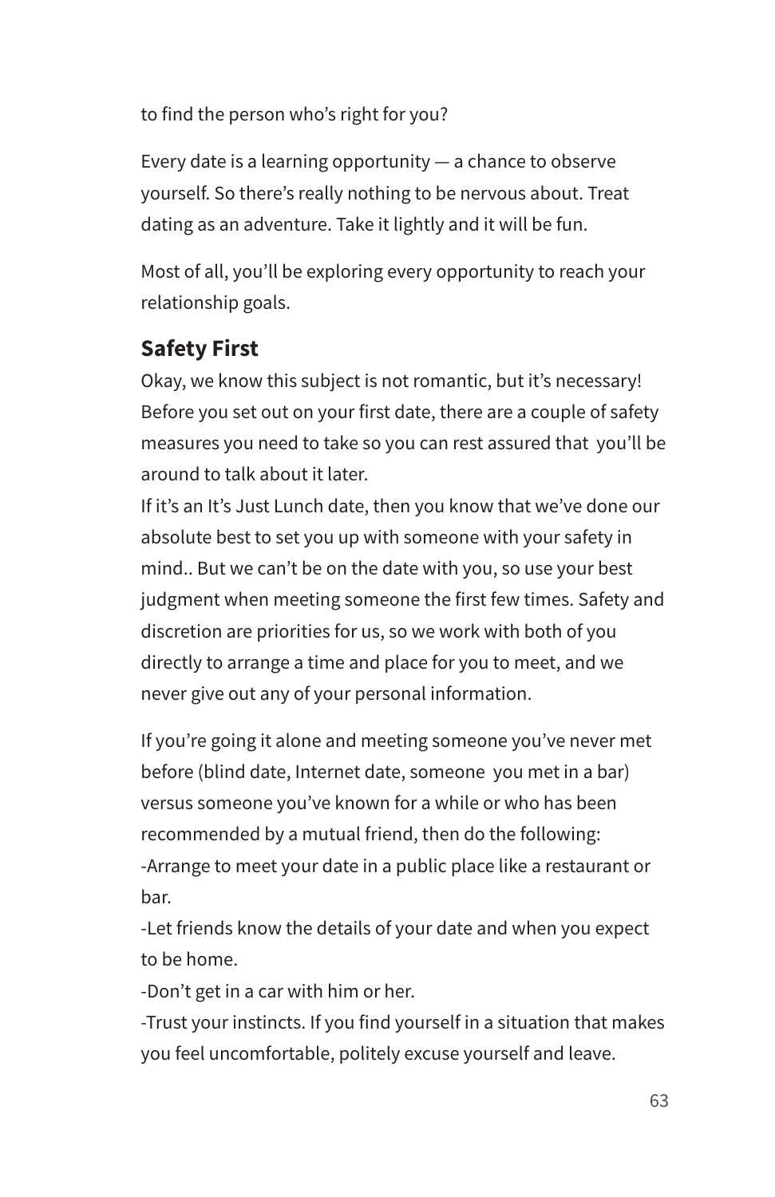to find the person who's right for you?

Every date is a learning opportunity — a chance to observe yourself. So there's really nothing to be nervous about. Treat dating as an adventure. Take it lightly and it will be fun.

Most of all, you'll be exploring every opportunity to reach your relationship goals.

## Safety First

Okay, we know this subject is not romantic, but it's necessary! Before you set out on your first date, there are a couple of safety measures you need to take so you can rest assured that you'll be around to talk about it later.

If it's an It's Just Lunch date, then you know that we've done our absolute best to set you up with someone with your safety in mind.. But we can't be on the date with you, so use your best judgment when meeting someone the first few times. Safety and discretion are priorities for us, so we work with both of you directly to arrange a time and place for you to meet, and we never give out any of your personal information.

If you're going it alone and meeting someone you've never met before (blind date, Internet date, someone you met in a bar) versus someone you've known for a while or who has been recommended by a mutual friend, then do the following:

-Arrange to meet your date in a public place like a restaurant or bar.

-Let friends know the details of your date and when you expect to be home.

-Don't get in a car with him or her.

-Trust your instincts. If you find yourself in a situation that makes you feel uncomfortable, politely excuse yourself and leave.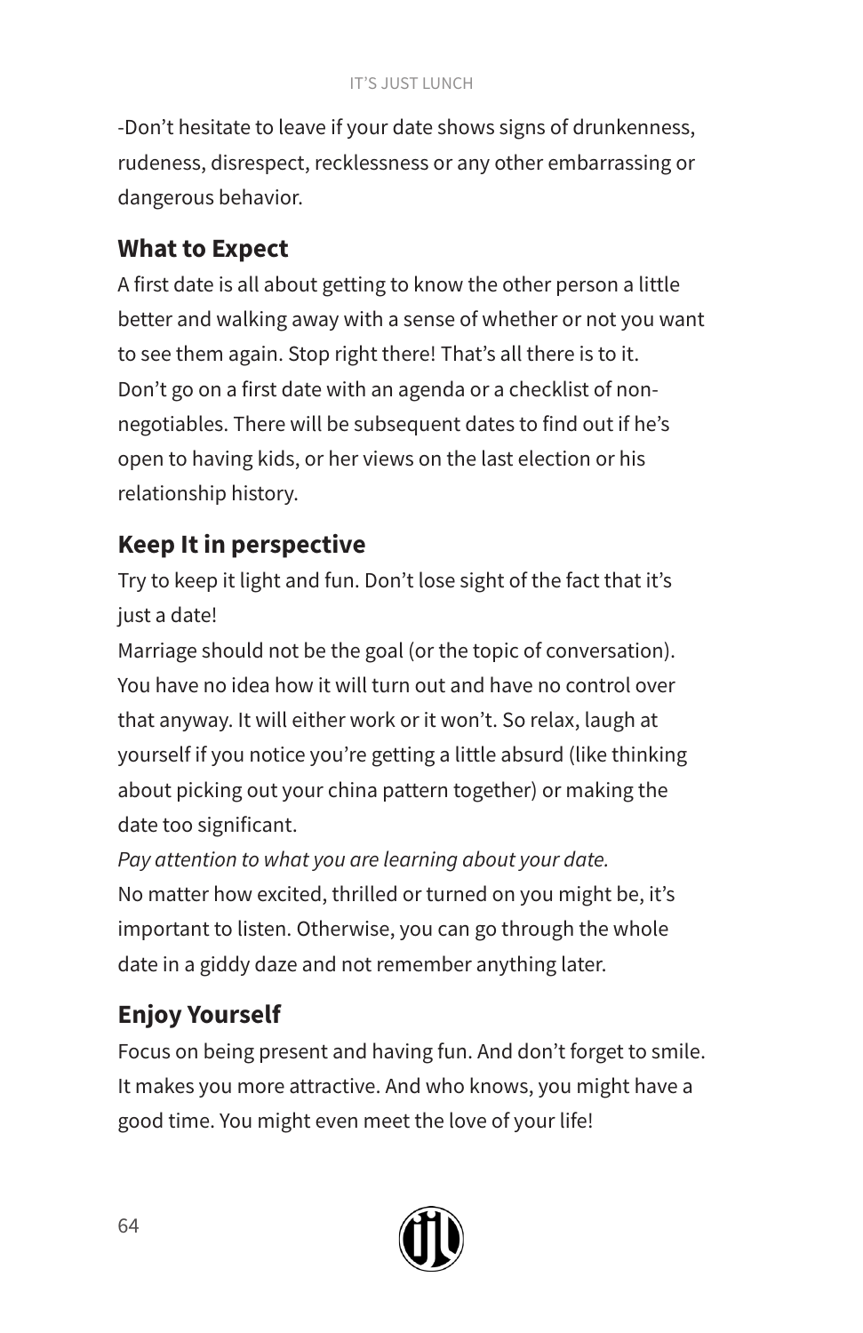-Don't hesitate to leave if your date shows signs of drunkenness, rudeness, disrespect, recklessness or any other embarrassing or dangerous behavior.

## What to Expect

A first date is all about getting to know the other person a little better and walking away with a sense of whether or not you want to see them again. Stop right there! That's all there is to it. Don't go on a first date with an agenda or a checklist of non-negotiables. There will be subsequent dates to find out if he's open to having kids, or her views on the last election or his relationship history.

## Keep It in perspective

Try to keep it light and fun. Don't lose sight of the fact that it's just a date!

Marriage should not be the goal (or the topic of conversation). You have no idea how it will turn out and have no control over that anyway. It will either work or it won't. So relax, laugh at yourself if you notice you're getting a little absurd (like thinking about picking out your china pattern together) or making the date too significant.

*Pay attention to what you are learning about your date.*

No matter how excited, thrilled or turned on you might be, it's important to listen. Otherwise, you can go through the whole date in a giddy daze and not remember anything later.

## Enjoy Yourself

Focus on being present and having fun. And don't forget to smile. It makes you more attractive. And who knows, you might have a good time. You might even meet the love of your life!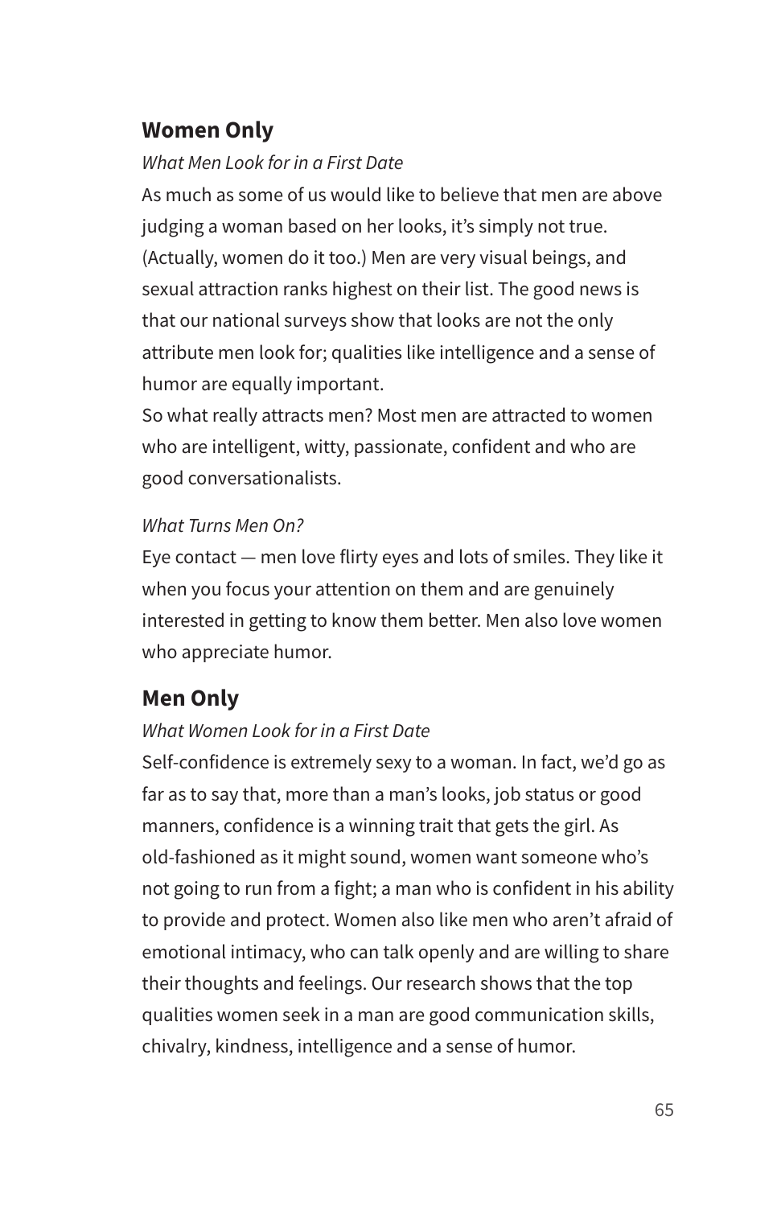## Women Only

*What Men Look for in a First Date*

As much as some of us would like to believe that men are above judging a woman based on her looks, it's simply not true. (Actually, women do it too.) Men are very visual beings, and sexual attraction ranks highest on their list. The good news is that our national surveys show that looks are not the only attribute men look for; qualities like intelligence and a sense of humor are equally important.

So what really attracts men? Most men are attracted to women who are intelligent, witty, passionate, confident and who are good conversationalists.

*What Turns Men On?*

Eye contact — men love flirty eyes and lots of smiles. They like it when you focus your attention on them and are genuinely interested in getting to know them better. Men also love women who appreciate humor.

## Men Only

*What Women Look for in a First Date*

Self-confidence is extremely sexy to a woman. In fact, we'd go as far as to say that, more than a man's looks, job status or good manners, confidence is a winning trait that gets the girl. As old-fashioned as it might sound, women want someone who's not going to run from a fight; a man who is confident in his ability to provide and protect. Women also like men who aren't afraid of emotional intimacy, who can talk openly and are willing to share their thoughts and feelings. Our research shows that the top qualities women seek in a man are good communication skills, chivalry, kindness, intelligence and a sense of humor.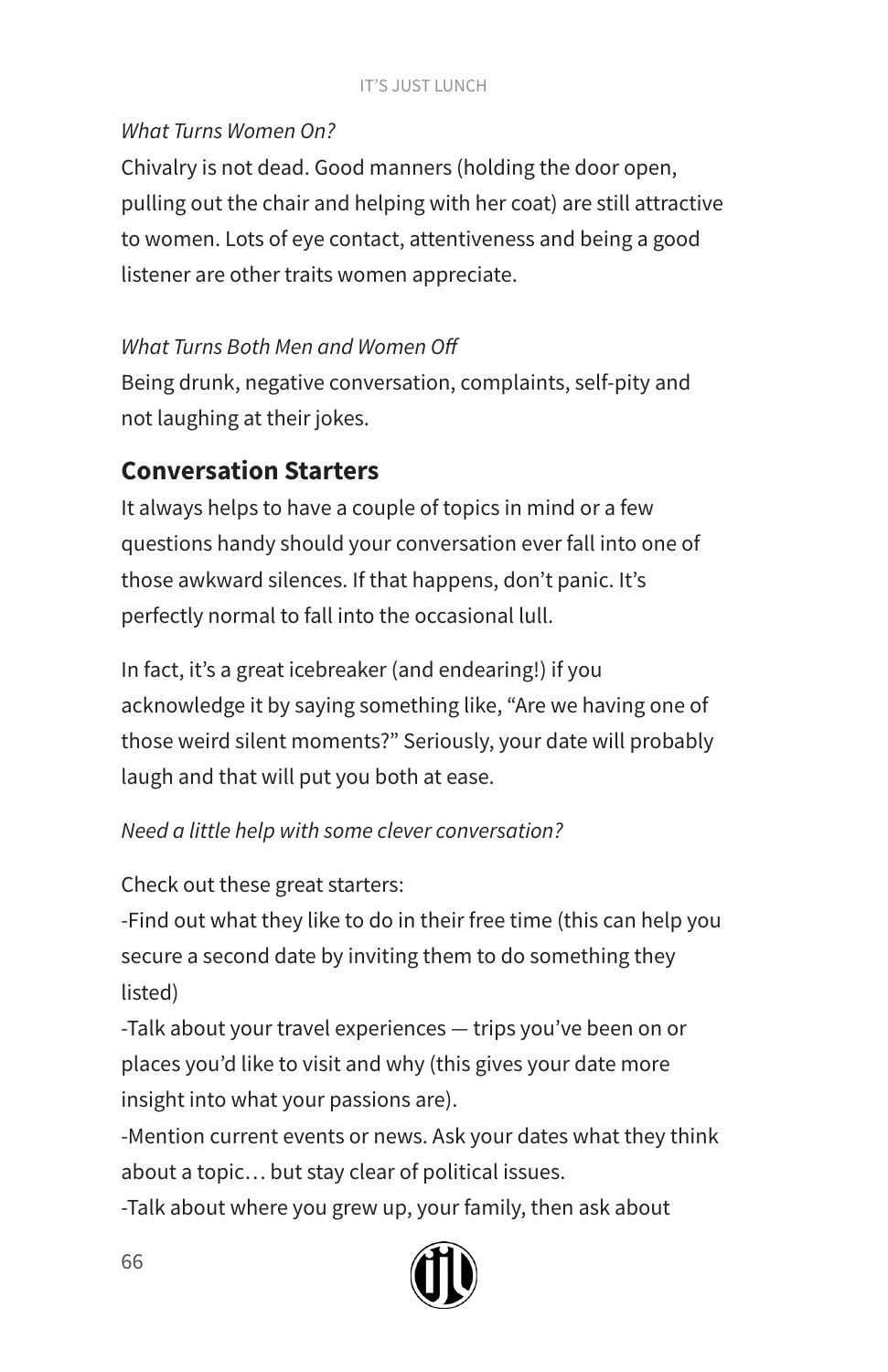*What Turns Women On?*

Chivalry is not dead. Good manners (holding the door open, pulling out the chair and helping with her coat) are still attractive to women. Lots of eye contact, attentiveness and being a good listener are other traits women appreciate.

*What Turns Both Men and Women Off*

Being drunk, negative conversation, complaints, self-pity and not laughing at their jokes.

## Conversation Starters

It always helps to have a couple of topics in mind or a few questions handy should your conversation ever fall into one of those awkward silences. If that happens, don't panic. It's perfectly normal to fall into the occasional lull.

In fact, it's a great icebreaker (and endearing!) if you acknowledge it by saying something like, "Are we having one of those weird silent moments?" Seriously, your date will probably laugh and that will put you both at ease.

*Need a little help with some clever conversation?*

Check out these great starters:

-Find out what they like to do in their free time (this can help you secure a second date by inviting them to do something they listed)

-Talk about your travel experiences — trips you've been on or places you'd like to visit and why (this gives your date more insight into what your passions are).

-Mention current events or news. Ask your dates what they think about a topic… but stay clear of political issues.

-Talk about where you grew up, your family, then ask about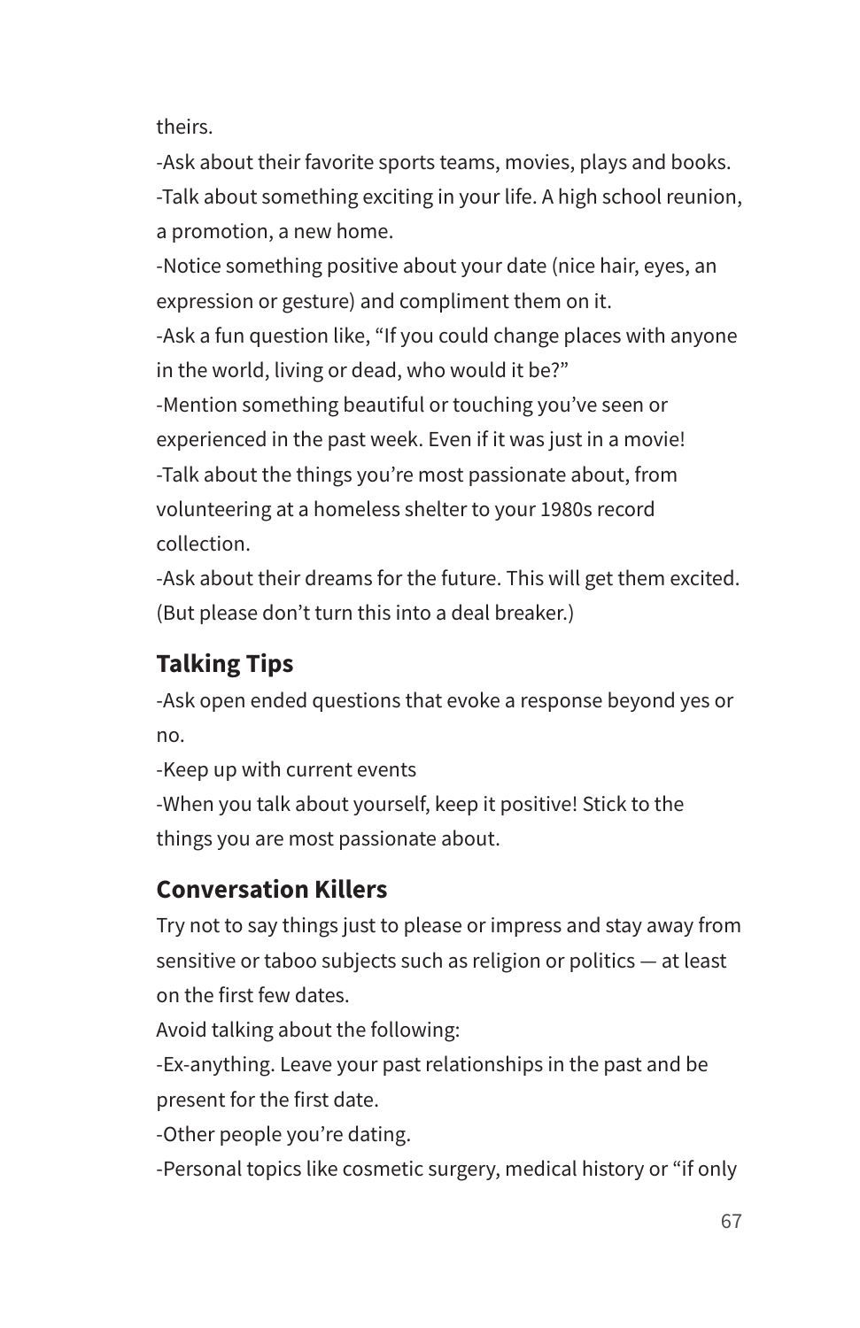theirs.

-Ask about their favorite sports teams, movies, plays and books.

-Talk about something exciting in your life. A high school reunion, a promotion, a new home.

-Notice something positive about your date (nice hair, eyes, an expression or gesture) and compliment them on it.

-Ask a fun question like, "If you could change places with anyone in the world, living or dead, who would it be?"

-Mention something beautiful or touching you've seen or experienced in the past week. Even if it was just in a movie!

-Talk about the things you're most passionate about, from volunteering at a homeless shelter to your 1980s record collection.

-Ask about their dreams for the future. This will get them excited. (But please don't turn this into a deal breaker.)

## Talking Tips

-Ask open ended questions that evoke a response beyond yes or no.

-Keep up with current events

-When you talk about yourself, keep it positive! Stick to the things you are most passionate about.

## Conversation Killers

Try not to say things just to please or impress and stay away from sensitive or taboo subjects such as religion or politics — at least on the first few dates.

Avoid talking about the following:

-Ex-anything. Leave your past relationships in the past and be present for the first date.

-Other people you're dating.

-Personal topics like cosmetic surgery, medical history or "if only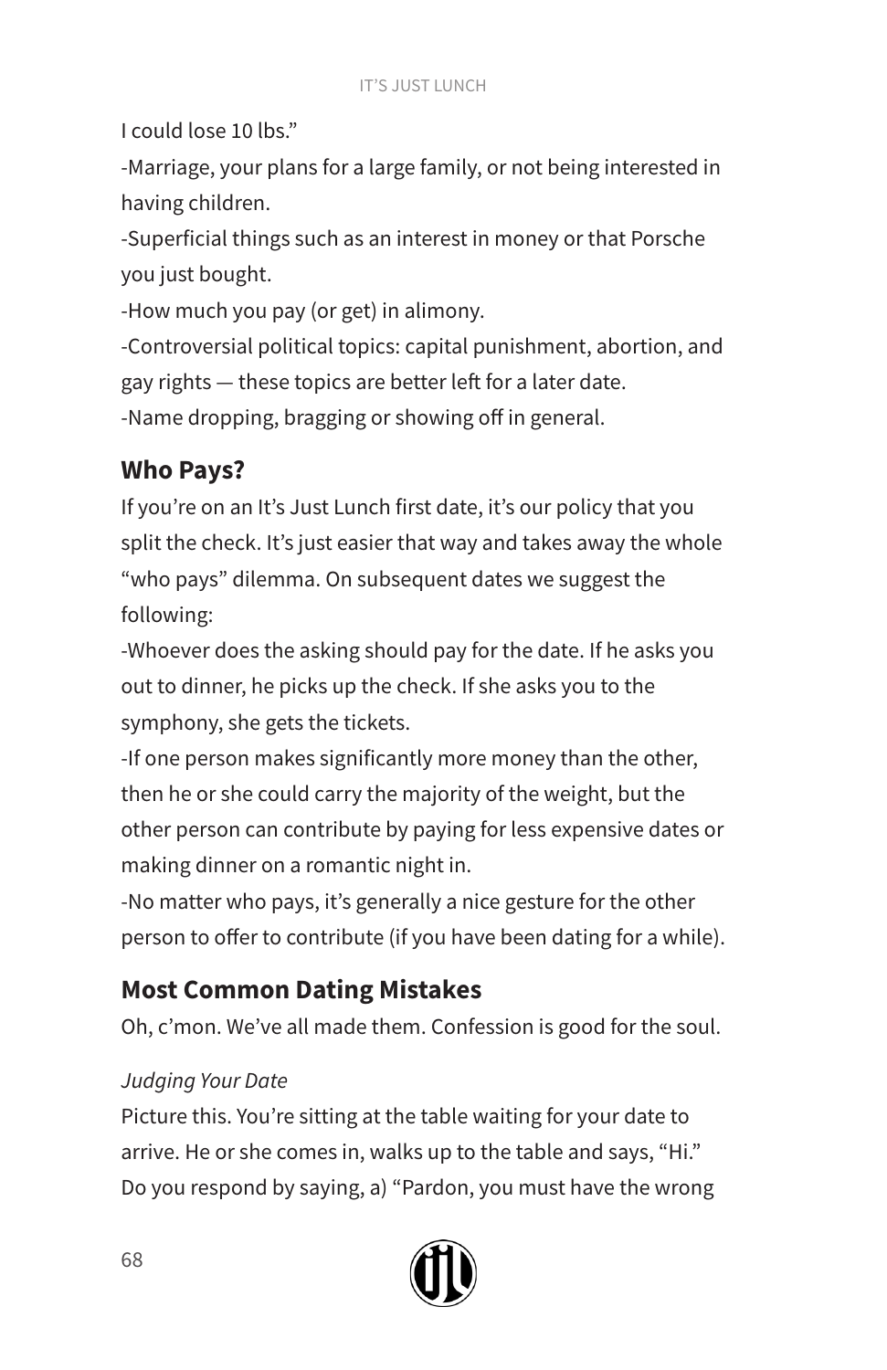I could lose 10 lbs."

-Marriage, your plans for a large family, or not being interested in having children.

-Superficial things such as an interest in money or that Porsche you just bought.

-How much you pay (or get) in alimony.

-Controversial political topics: capital punishment, abortion, and gay rights — these topics are better left for a later date.

-Name dropping, bragging or showing off in general.

## Who Pays?

If you're on an It's Just Lunch first date, it's our policy that you split the check. It's just easier that way and takes away the whole "who pays" dilemma. On subsequent dates we suggest the following:

-Whoever does the asking should pay for the date. If he asks you out to dinner, he picks up the check. If she asks you to the symphony, she gets the tickets.

-If one person makes significantly more money than the other, then he or she could carry the majority of the weight, but the other person can contribute by paying for less expensive dates or making dinner on a romantic night in.

-No matter who pays, it's generally a nice gesture for the other person to offer to contribute (if you have been dating for a while).

## Most Common Dating Mistakes

Oh, c'mon. We've all made them. Confession is good for the soul.

*Judging Your Date*

Picture this. You're sitting at the table waiting for your date to arrive. He or she comes in, walks up to the table and says, "Hi." Do you respond by saying, a) "Pardon, you must have the wrong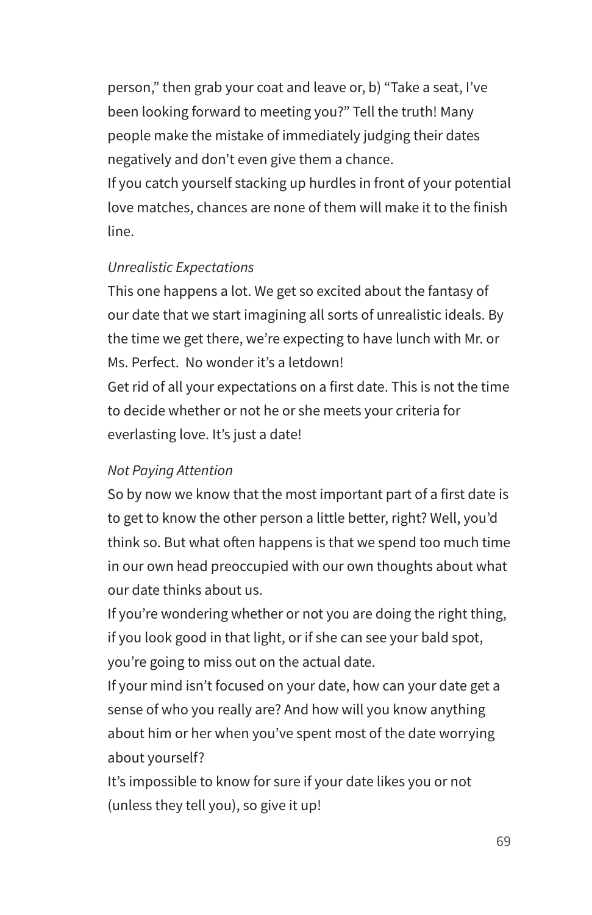person," then grab your coat and leave or, b) "Take a seat, I've been looking forward to meeting you?" Tell the truth! Many people make the mistake of immediately judging their dates negatively and don't even give them a chance.

If you catch yourself stacking up hurdles in front of your potential love matches, chances are none of them will make it to the finish line.

*Unrealistic Expectations*

This one happens a lot. We get so excited about the fantasy of our date that we start imagining all sorts of unrealistic ideals. By the time we get there, we're expecting to have lunch with Mr. or Ms. Perfect.  No wonder it's a letdown!

Get rid of all your expectations on a first date. This is not the time to decide whether or not he or she meets your criteria for everlasting love. It's just a date!

*Not Paying Attention*

So by now we know that the most important part of a first date is to get to know the other person a little better, right? Well, you'd think so. But what often happens is that we spend too much time in our own head preoccupied with our own thoughts about what our date thinks about us.

If you're wondering whether or not you are doing the right thing, if you look good in that light, or if she can see your bald spot, you're going to miss out on the actual date.

If your mind isn't focused on your date, how can your date get a sense of who you really are? And how will you know anything about him or her when you've spent most of the date worrying about yourself?

It's impossible to know for sure if your date likes you or not (unless they tell you), so give it up!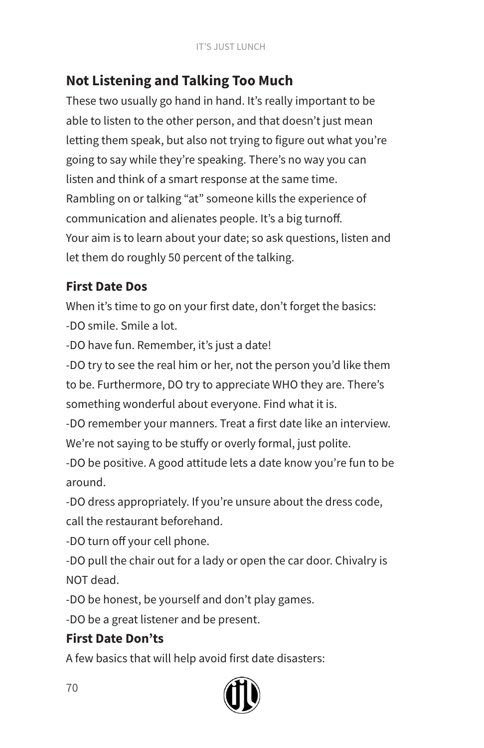## Not Listening and Talking Too Much

These two usually go hand in hand. It's really important to be able to listen to the other person, and that doesn't just mean letting them speak, but also not trying to figure out what you're going to say while they're speaking. There's no way you can listen and think of a smart response at the same time. Rambling on or talking "at" someone kills the experience of communication and alienates people. It's a big turnoff. Your aim is to learn about your date; so ask questions, listen and let them do roughly 50 percent of the talking.

## First Date Dos

When it's time to go on your first date, don't forget the basics:

-DO smile. Smile a lot.

-DO have fun. Remember, it's just a date!

-DO try to see the real him or her, not the person you'd like them to be. Furthermore, DO try to appreciate WHO they are. There's something wonderful about everyone. Find what it is.

-DO remember your manners. Treat a first date like an interview. We're not saying to be stuffy or overly formal, just polite.

-DO be positive. A good attitude lets a date know you're fun to be around.

-DO dress appropriately. If you're unsure about the dress code, call the restaurant beforehand.

-DO turn off your cell phone.

-DO pull the chair out for a lady or open the car door. Chivalry is NOT dead.

-DO be honest, be yourself and don't play games.

-DO be a great listener and be present.

## First Date Don'ts

A few basics that will help avoid first date disasters: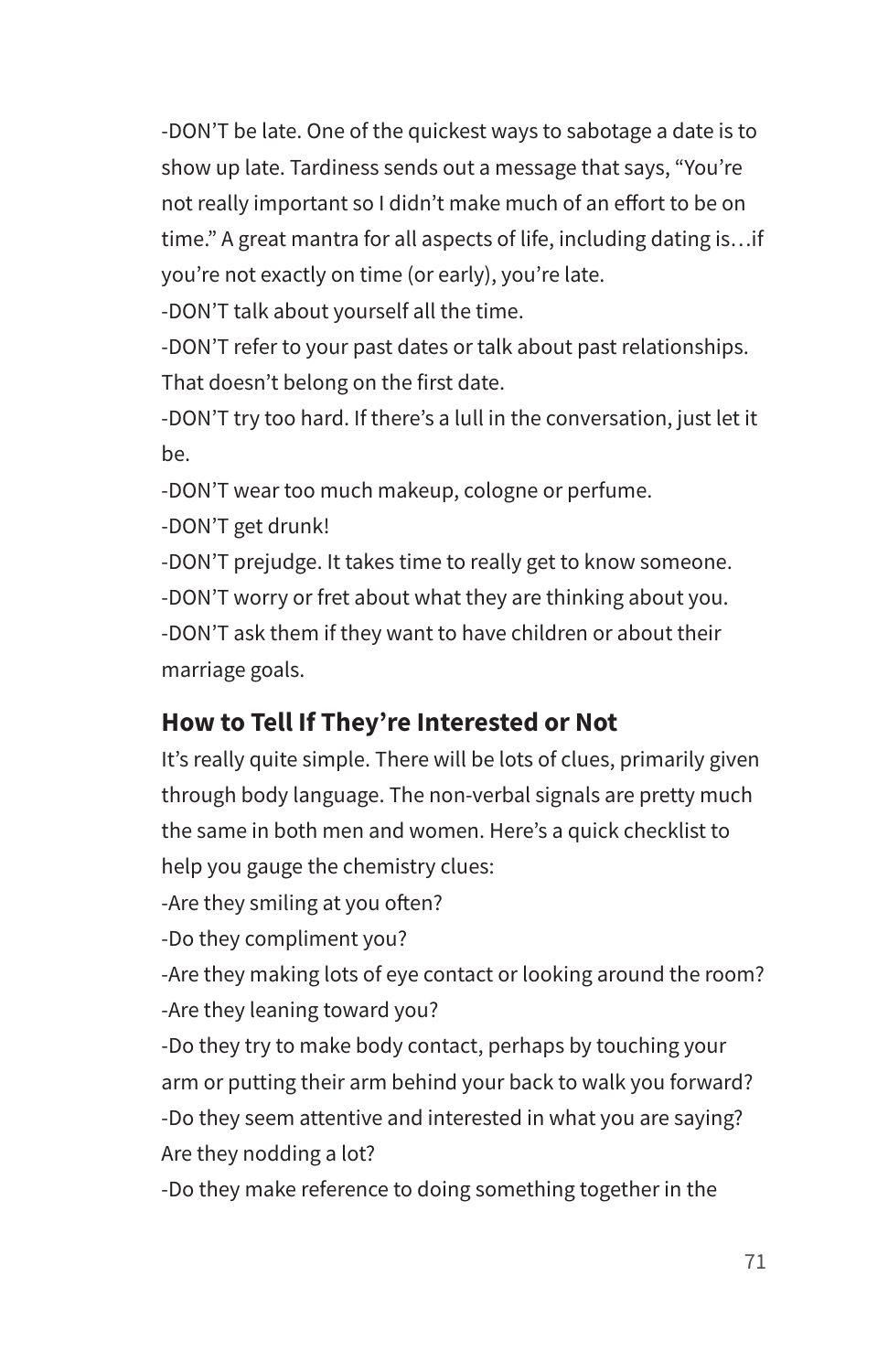-DON'T be late. One of the quickest ways to sabotage a date is to show up late. Tardiness sends out a message that says, "You're not really important so I didn't make much of an effort to be on time." A great mantra for all aspects of life, including dating is…if you're not exactly on time (or early), you're late.

-DON'T talk about yourself all the time.

-DON'T refer to your past dates or talk about past relationships. That doesn't belong on the first date.

-DON'T try too hard. If there's a lull in the conversation, just let it be.

-DON'T wear too much makeup, cologne or perfume.

-DON'T get drunk!

-DON'T prejudge. It takes time to really get to know someone.

-DON'T worry or fret about what they are thinking about you.

-DON'T ask them if they want to have children or about their marriage goals.

### How to Tell If They're Interested or Not

It's really quite simple. There will be lots of clues, primarily given through body language. The non-verbal signals are pretty much the same in both men and women. Here's a quick checklist to help you gauge the chemistry clues:

-Are they smiling at you often?

-Do they compliment you?

-Are they making lots of eye contact or looking around the room?

-Are they leaning toward you?

-Do they try to make body contact, perhaps by touching your arm or putting their arm behind your back to walk you forward?

-Do they seem attentive and interested in what you are saying? Are they nodding a lot?

-Do they make reference to doing something together in the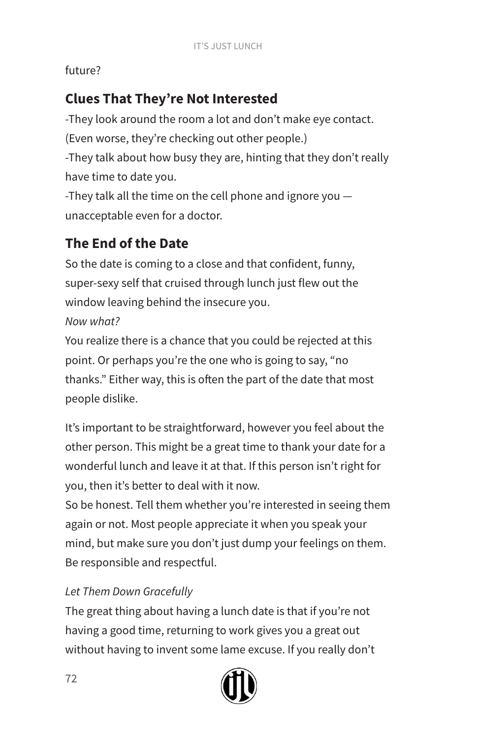future?

## Clues That They're Not Interested

-They look around the room a lot and don't make eye contact. (Even worse, they're checking out other people.)
-They talk about how busy they are, hinting that they don't really have time to date you.
-They talk all the time on the cell phone and ignore you — unacceptable even for a doctor.

## The End of the Date

So the date is coming to a close and that confident, funny, super-sexy self that cruised through lunch just flew out the window leaving behind the insecure you.
*Now what?*
You realize there is a chance that you could be rejected at this point. Or perhaps you're the one who is going to say, "no thanks." Either way, this is often the part of the date that most people dislike.

It's important to be straightforward, however you feel about the other person. This might be a great time to thank your date for a wonderful lunch and leave it at that. If this person isn't right for you, then it's better to deal with it now.
So be honest. Tell them whether you're interested in seeing them again or not. Most people appreciate it when you speak your mind, but make sure you don't just dump your feelings on them. Be responsible and respectful.

*Let Them Down Gracefully*

The great thing about having a lunch date is that if you're not having a good time, returning to work gives you a great out without having to invent some lame excuse. If you really don't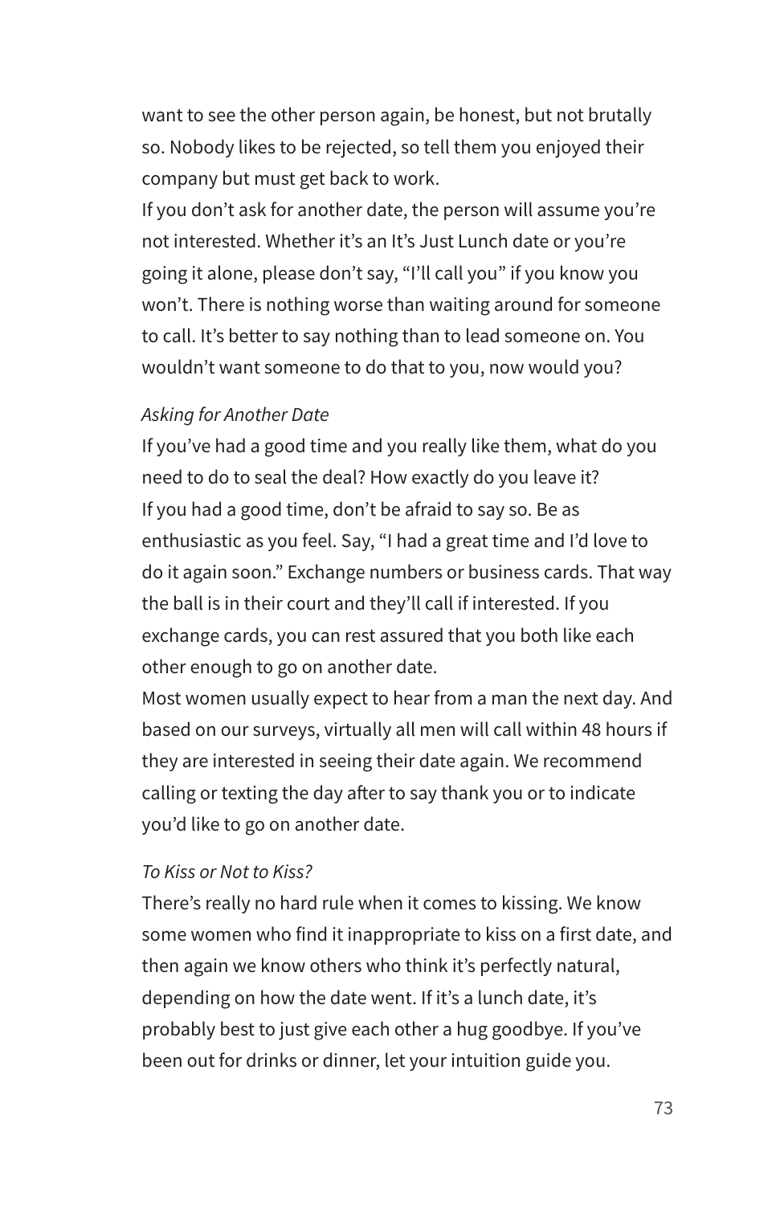want to see the other person again, be honest, but not brutally so. Nobody likes to be rejected, so tell them you enjoyed their company but must get back to work.

If you don't ask for another date, the person will assume you're not interested. Whether it's an It's Just Lunch date or you're going it alone, please don't say, "I'll call you" if you know you won't. There is nothing worse than waiting around for someone to call. It's better to say nothing than to lead someone on. You wouldn't want someone to do that to you, now would you?

*Asking for Another Date*

If you've had a good time and you really like them, what do you need to do to seal the deal? How exactly do you leave it?

If you had a good time, don't be afraid to say so. Be as enthusiastic as you feel. Say, "I had a great time and I'd love to do it again soon." Exchange numbers or business cards. That way the ball is in their court and they'll call if interested. If you exchange cards, you can rest assured that you both like each other enough to go on another date.

Most women usually expect to hear from a man the next day. And based on our surveys, virtually all men will call within 48 hours if they are interested in seeing their date again. We recommend calling or texting the day after to say thank you or to indicate you'd like to go on another date.

*To Kiss or Not to Kiss?*

There's really no hard rule when it comes to kissing. We know some women who find it inappropriate to kiss on a first date, and then again we know others who think it's perfectly natural, depending on how the date went. If it's a lunch date, it's probably best to just give each other a hug goodbye. If you've been out for drinks or dinner, let your intuition guide you.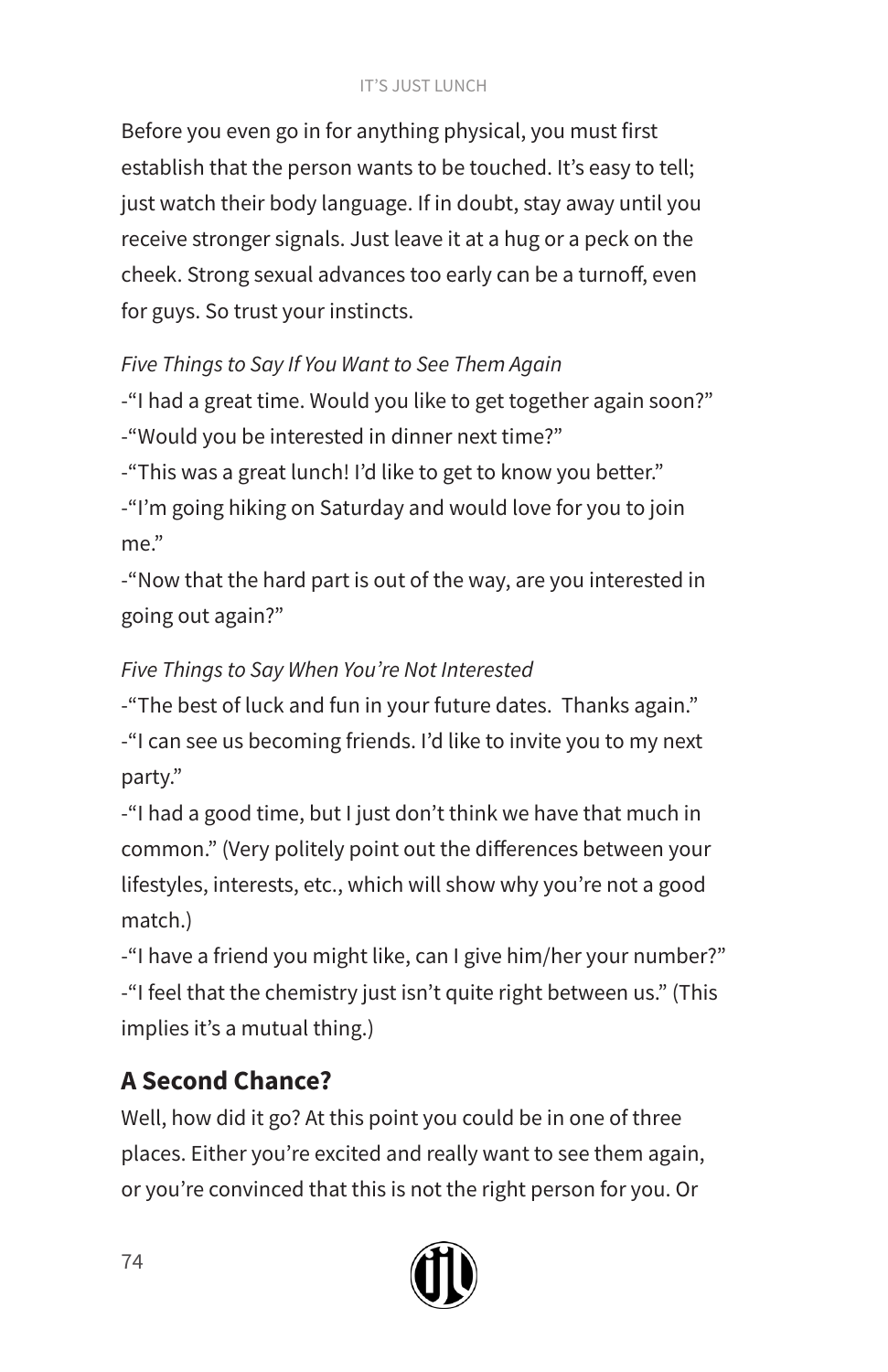Before you even go in for anything physical, you must first establish that the person wants to be touched. It's easy to tell; just watch their body language. If in doubt, stay away until you receive stronger signals. Just leave it at a hug or a peck on the cheek. Strong sexual advances too early can be a turnoff, even for guys. So trust your instincts.

*Five Things to Say If You Want to See Them Again*

-"I had a great time. Would you like to get together again soon?"
-"Would you be interested in dinner next time?"
-"This was a great lunch! I'd like to get to know you better."
-"I'm going hiking on Saturday and would love for you to join me."
-"Now that the hard part is out of the way, are you interested in going out again?"

*Five Things to Say When You're Not Interested*

-"The best of luck and fun in your future dates. Thanks again."
-"I can see us becoming friends. I'd like to invite you to my next party."
-"I had a good time, but I just don't think we have that much in common." (Very politely point out the differences between your lifestyles, interests, etc., which will show why you're not a good match.)
-"I have a friend you might like, can I give him/her your number?"
-"I feel that the chemistry just isn't quite right between us." (This implies it's a mutual thing.)

## A Second Chance?

Well, how did it go? At this point you could be in one of three places. Either you're excited and really want to see them again, or you're convinced that this is not the right person for you. Or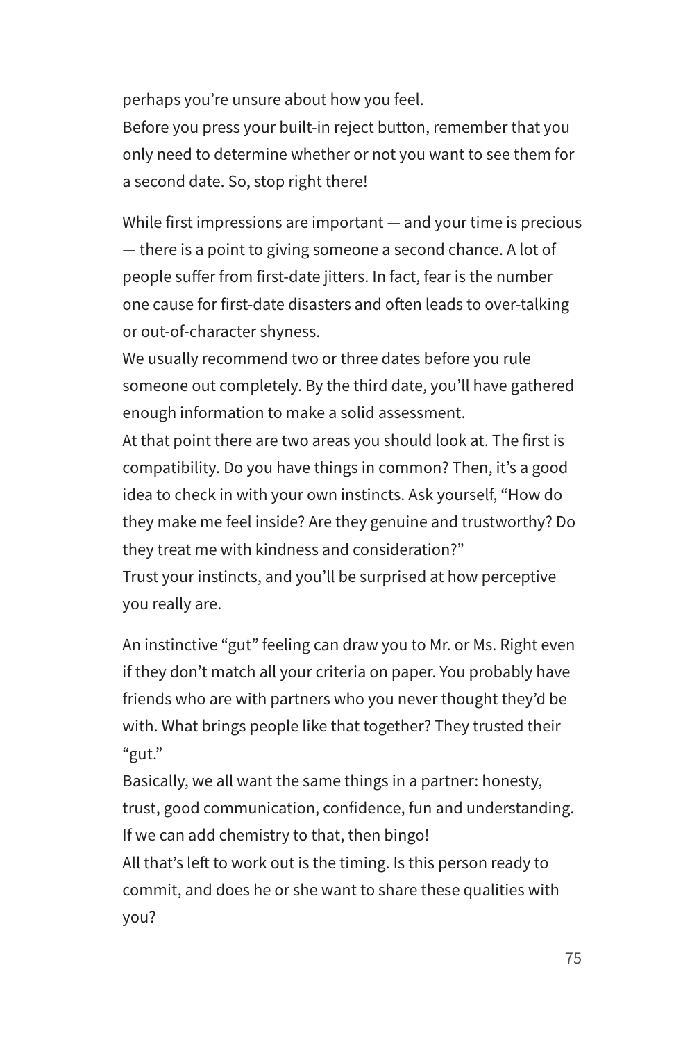perhaps you're unsure about how you feel.

Before you press your built-in reject button, remember that you only need to determine whether or not you want to see them for a second date. So, stop right there!

While first impressions are important — and your time is precious — there is a point to giving someone a second chance. A lot of people suffer from first-date jitters. In fact, fear is the number one cause for first-date disasters and often leads to over-talking or out-of-character shyness.

We usually recommend two or three dates before you rule someone out completely. By the third date, you'll have gathered enough information to make a solid assessment.

At that point there are two areas you should look at. The first is compatibility. Do you have things in common? Then, it's a good idea to check in with your own instincts. Ask yourself, "How do they make me feel inside? Are they genuine and trustworthy? Do they treat me with kindness and consideration?"

Trust your instincts, and you'll be surprised at how perceptive you really are.

An instinctive "gut" feeling can draw you to Mr. or Ms. Right even if they don't match all your criteria on paper. You probably have friends who are with partners who you never thought they'd be with. What brings people like that together? They trusted their "gut."

Basically, we all want the same things in a partner: honesty, trust, good communication, confidence, fun and understanding. If we can add chemistry to that, then bingo!

All that's left to work out is the timing. Is this person ready to commit, and does he or she want to share these qualities with you?